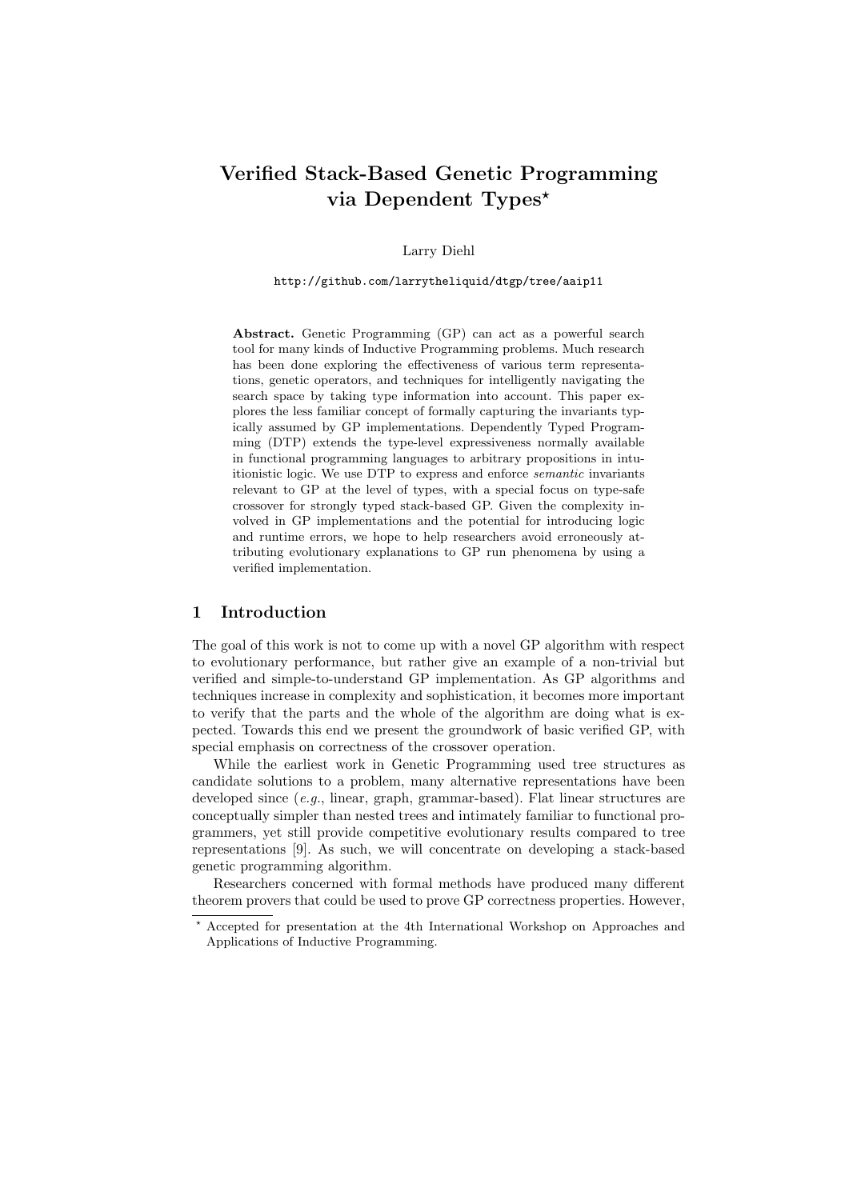# Verified Stack-Based Genetic Programming via Dependent Types*

Larry Diehl

http://github.com/larrytheliquid/dtgp/tree/aaip11

**Abstract.** Genetic Programming (GP) can act as a powerful search tool for many kinds of Inductive Programming problems. Much research has been done exploring the effectiveness of various term representations, genetic operators, and techniques for intelligently navigating the search space by taking type information into account. This paper explores the less familiar concept of formally capturing the invariants typically assumed by GP implementations. Dependently Typed Programming (DTP) extends the type-level expressiveness normally available in functional programming languages to arbitrary propositions in intuitionistic logic. We use DTP to express and enforce *semantic* invariants relevant to GP at the level of types, with a special focus on type-safe crossover for strongly typed stack-based GP. Given the complexity involved in GP implementations and the potential for introducing logic and runtime errors, we hope to help researchers avoid erroneously attributing evolutionary explanations to GP run phenomena by using a verified implementation.

## 1 Introduction

The goal of this work is not to come up with a novel GP algorithm with respect to evolutionary performance, but rather give an example of a non-trivial but verified and simple-to-understand GP implementation. As GP algorithms and techniques increase in complexity and sophistication, it becomes more important to verify that the parts and the whole of the algorithm are doing what is expected. Towards this end we present the groundwork of basic verified GP, with special emphasis on correctness of the crossover operation.

While the earliest work in Genetic Programming used tree structures as candidate solutions to a problem, many alternative representations have been developed since (*e.g.*, linear, graph, grammar-based). Flat linear structures are conceptually simpler than nested trees and intimately familiar to functional programmers, yet still provide competitive evolutionary results compared to tree representations [9]. As such, we will concentrate on developing a stack-based genetic programming algorithm.

Researchers concerned with formal methods have produced many different theorem provers that could be used to prove GP correctness properties. However,

---

* Accepted for presentation at the 4th International Workshop on Approaches and Applications of Inductive Programming.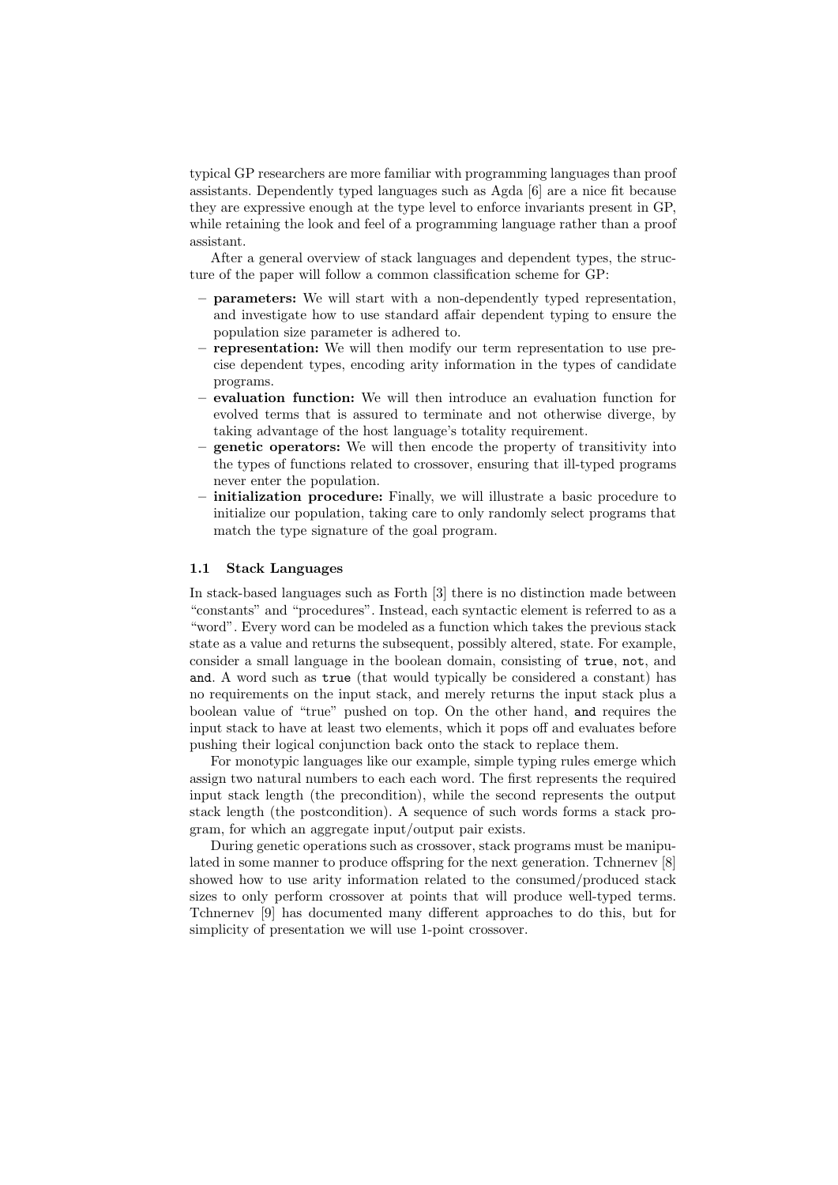typical GP researchers are more familiar with programming languages than proof assistants. Dependently typed languages such as Agda [6] are a nice fit because they are expressive enough at the type level to enforce invariants present in GP, while retaining the look and feel of a programming language rather than a proof assistant.

After a general overview of stack languages and dependent types, the structure of the paper will follow a common classification scheme for GP:

- **parameters:** We will start with a non-dependently typed representation, and investigate how to use standard affair dependent typing to ensure the population size parameter is adhered to.
- **representation:** We will then modify our term representation to use precise dependent types, encoding arity information in the types of candidate programs.
- **evaluation function:** We will then introduce an evaluation function for evolved terms that is assured to terminate and not otherwise diverge, by taking advantage of the host language's totality requirement.
- **genetic operators:** We will then encode the property of transitivity into the types of functions related to crossover, ensuring that ill-typed programs never enter the population.
- **initialization procedure:** Finally, we will illustrate a basic procedure to initialize our population, taking care to only randomly select programs that match the type signature of the goal program.

### 1.1 Stack Languages

In stack-based languages such as Forth [3] there is no distinction made between "constants" and "procedures". Instead, each syntactic element is referred to as a "word". Every word can be modeled as a function which takes the previous stack state as a value and returns the subsequent, possibly altered, state. For example, consider a small language in the boolean domain, consisting of `true`, `not`, and `and`. A word such as `true` (that would typically be considered a constant) has no requirements on the input stack, and merely returns the input stack plus a boolean value of "true" pushed on top. On the other hand, `and` requires the input stack to have at least two elements, which it pops off and evaluates before pushing their logical conjunction back onto the stack to replace them.

For monotypic languages like our example, simple typing rules emerge which assign two natural numbers to each each word. The first represents the required input stack length (the precondition), while the second represents the output stack length (the postcondition). A sequence of such words forms a stack program, for which an aggregate input/output pair exists.

During genetic operations such as crossover, stack programs must be manipulated in some manner to produce offspring for the next generation. Tchnernev [8] showed how to use arity information related to the consumed/produced stack sizes to only perform crossover at points that will produce well-typed terms. Tchnernev [9] has documented many different approaches to do this, but for simplicity of presentation we will use 1-point crossover.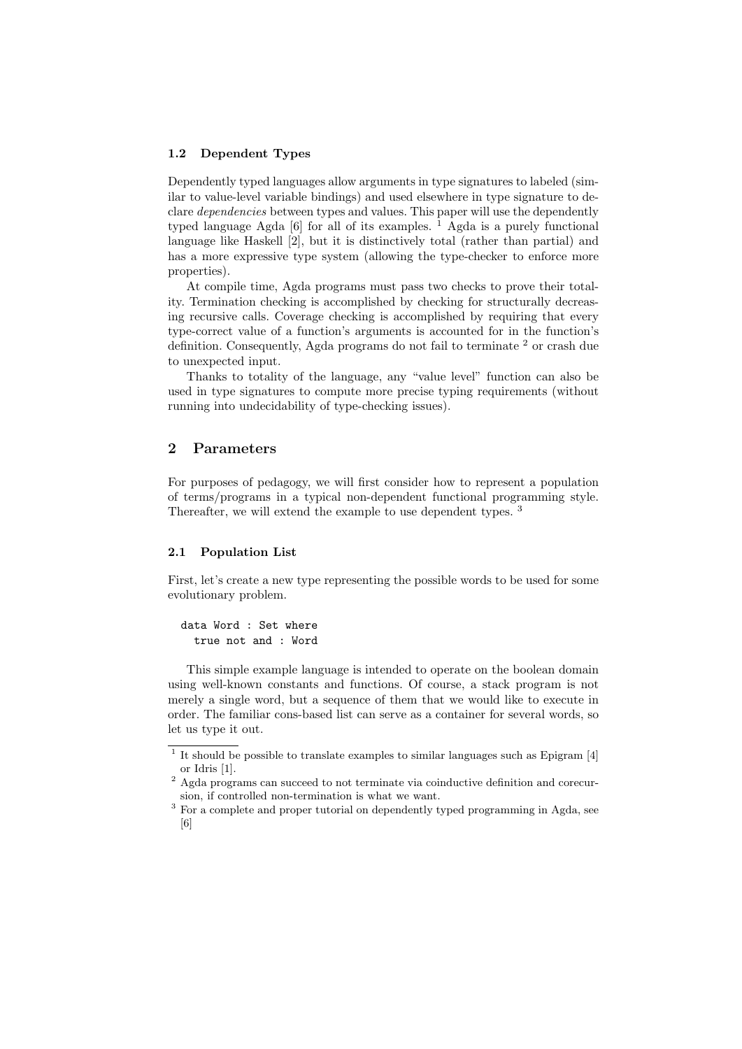### 1.2 Dependent Types

Dependently typed languages allow arguments in type signatures to labeled (similar to value-level variable bindings) and used elsewhere in type signature to declare *dependencies* between types and values. This paper will use the dependently typed language Agda [6] for all of its examples. [1] Agda is a purely functional language like Haskell [2], but it is distinctively total (rather than partial) and has a more expressive type system (allowing the type-checker to enforce more properties).

At compile time, Agda programs must pass two checks to prove their totality. Termination checking is accomplished by checking for structurally decreasing recursive calls. Coverage checking is accomplished by requiring that every type-correct value of a function's arguments is accounted for in the function's definition. Consequently, Agda programs do not fail to terminate [2] or crash due to unexpected input.

Thanks to totality of the language, any "value level" function can also be used in type signatures to compute more precise typing requirements (without running into undecidability of type-checking issues).

## 2 Parameters

For purposes of pedagogy, we will first consider how to represent a population of terms/programs in a typical non-dependent functional programming style. Thereafter, we will extend the example to use dependent types. [3]

### 2.1 Population List

First, let's create a new type representing the possible words to be used for some evolutionary problem.

```
data Word : Set where
  true not and : Word
```

This simple example language is intended to operate on the boolean domain using well-known constants and functions. Of course, a stack program is not merely a single word, but a sequence of them that we would like to execute in order. The familiar cons-based list can serve as a container for several words, so let us type it out.

[1] It should be possible to translate examples to similar languages such as Epigram [4] or Idris [1].

[2] Agda programs can succeed to not terminate via coinductive definition and corecursion, if controlled non-termination is what we want.

[3] For a complete and proper tutorial on dependently typed programming in Agda, see [6]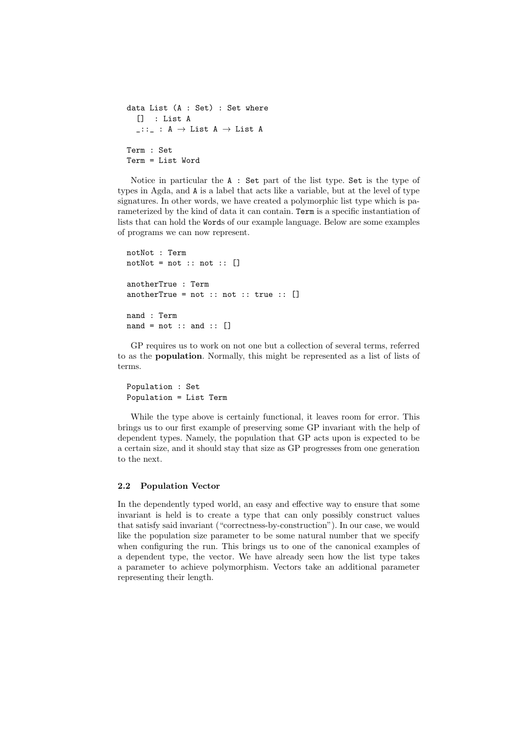```
data List (A : Set) : Set where
  []  : List A
  _::_ : A → List A → List A

Term : Set
Term = List Word
```

Notice in particular the `A : Set` part of the list type. `Set` is the type of types in Agda, and `A` is a label that acts like a variable, but at the level of type signatures. In other words, we have created a polymorphic list type which is parameterized by the kind of data it can contain. `Term` is a specific instantiation of lists that can hold the `Word`s of our example language. Below are some examples of programs we can now represent.

```
notNot : Term
notNot = not :: not :: []

anotherTrue : Term
anotherTrue = not :: not :: true :: []

nand : Term
nand = not :: and :: []
```

GP requires us to work on not one but a collection of several terms, referred to as the **population**. Normally, this might be represented as a list of lists of terms.

```
Population : Set
Population = List Term
```

While the type above is certainly functional, it leaves room for error. This brings us to our first example of preserving some GP invariant with the help of dependent types. Namely, the population that GP acts upon is expected to be a certain size, and it should stay that size as GP progresses from one generation to the next.

### 2.2 Population Vector

In the dependently typed world, an easy and effective way to ensure that some invariant is held is to create a type that can only possibly construct values that satisfy said invariant ("correctness-by-construction"). In our case, we would like the population size parameter to be some natural number that we specify when configuring the run. This brings us to one of the canonical examples of a dependent type, the vector. We have already seen how the list type takes a parameter to achieve polymorphism. Vectors take an additional parameter representing their length.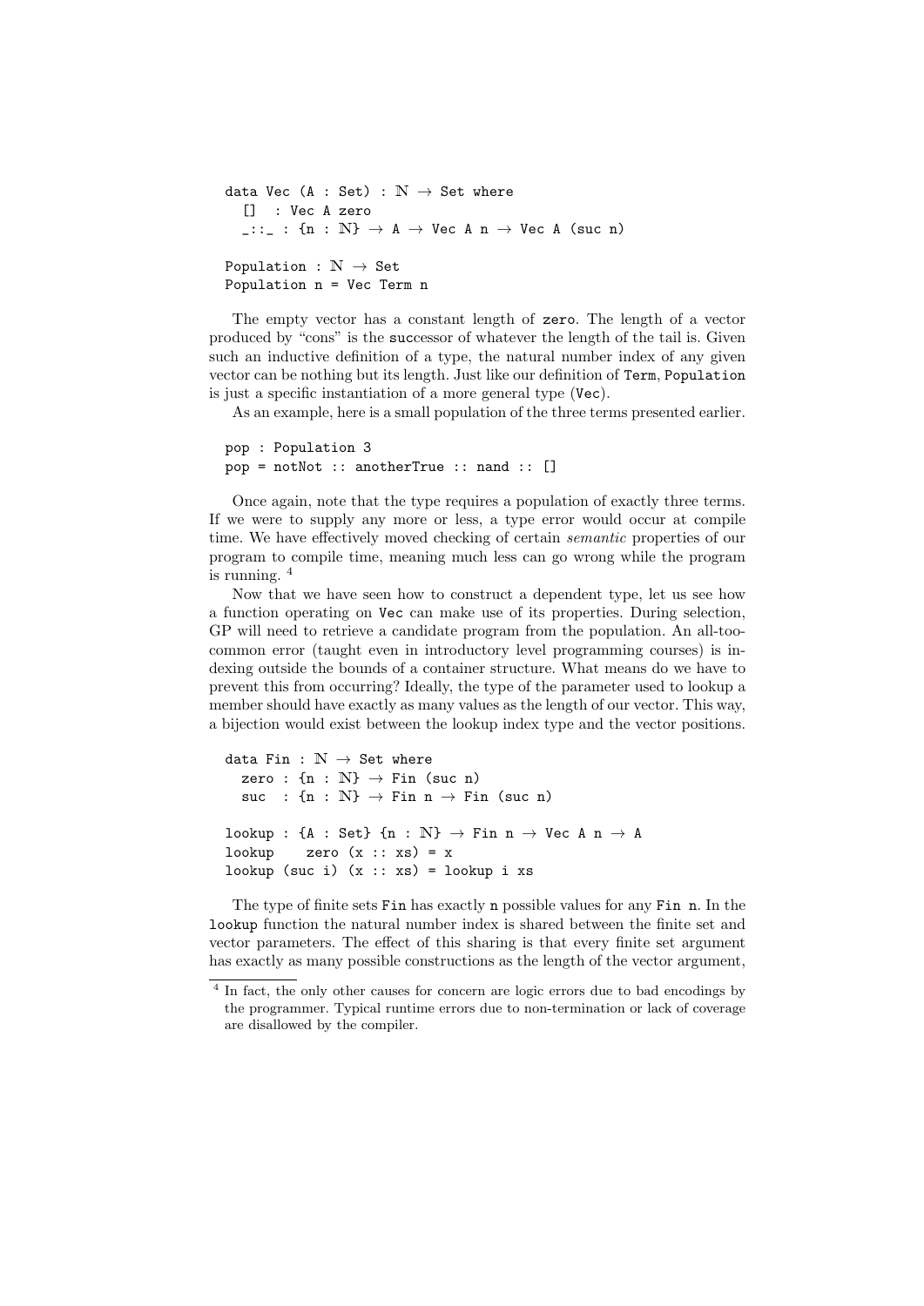```
data Vec (A : Set) : ℕ → Set where
  []  : Vec A zero
  _::_ : {n : ℕ} → A → Vec A n → Vec A (suc n)

Population : ℕ → Set
Population n = Vec Term n
```

The empty vector has a constant length of `zero`. The length of a vector produced by "cons" is the `suc`cessor of whatever the length of the tail is. Given such an inductive definition of a type, the natural number index of any given vector can be nothing but its length. Just like our definition of `Term`, `Population` is just a specific instantiation of a more general type (`Vec`).

As an example, here is a small population of the three terms presented earlier.

```
pop : Population 3
pop = notNot :: anotherTrue :: nand :: []
```

Once again, note that the type requires a population of exactly three terms. If we were to supply any more or less, a type error would occur at compile time. We have effectively moved checking of certain *semantic* properties of our program to compile time, meaning much less can go wrong while the program is running. [4]

Now that we have seen how to construct a dependent type, let us see how a function operating on `Vec` can make use of its properties. During selection, GP will need to retrieve a candidate program from the population. An all-too-common error (taught even in introductory level programming courses) is indexing outside the bounds of a container structure. What means do we have to prevent this from occurring? Ideally, the type of the parameter used to lookup a member should have exactly as many values as the length of our vector. This way, a bijection would exist between the lookup index type and the vector positions.

```
data Fin : ℕ → Set where
  zero : {n : ℕ} → Fin (suc n)
  suc  : {n : ℕ} → Fin n → Fin (suc n)

lookup : {A : Set} {n : ℕ} → Fin n → Vec A n → A
lookup    zero (x :: xs) = x
lookup (suc i) (x :: xs) = lookup i xs
```

The type of finite sets `Fin` has exactly `n` possible values for any `Fin n`. In the `lookup` function the natural number index is shared between the finite set and vector parameters. The effect of this sharing is that every finite set argument has exactly as many possible constructions as the length of the vector argument,

[4] In fact, the only other causes for concern are logic errors due to bad encodings by the programmer. Typical runtime errors due to non-termination or lack of coverage are disallowed by the compiler.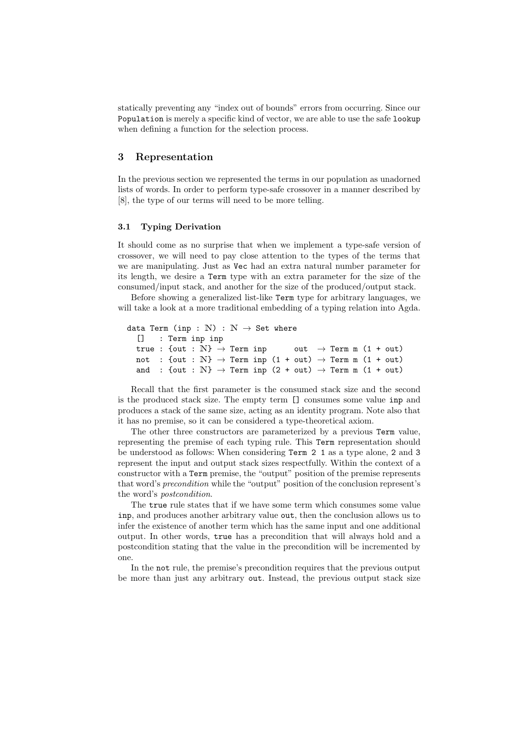statically preventing any "index out of bounds" errors from occurring. Since our `Population` is merely a specific kind of vector, we are able to use the safe `lookup` when defining a function for the selection process.

## 3 Representation

In the previous section we represented the terms in our population as unadorned lists of words. In order to perform type-safe crossover in a manner described by [8], the type of our terms will need to be more telling.

### 3.1 Typing Derivation

It should come as no surprise that when we implement a type-safe version of crossover, we will need to pay close attention to the types of the terms that we are manipulating. Just as `Vec` had an extra natural number parameter for its length, we desire a `Term` type with an extra parameter for the size of the consumed/input stack, and another for the size of the produced/output stack.

Before showing a generalized list-like `Term` type for arbitrary languages, we will take a look at a more traditional embedding of a typing relation into Agda.

```
data Term (inp : ℕ) : ℕ → Set where
  []   : Term inp inp
  true : {out : ℕ} → Term inp      out  → Term m (1 + out)
  not  : {out : ℕ} → Term inp (1 + out) → Term m (1 + out)
  and  : {out : ℕ} → Term inp (2 + out) → Term m (1 + out)
```

Recall that the first parameter is the consumed stack size and the second is the produced stack size. The empty term `[]` consumes some value `inp` and produces a stack of the same size, acting as an identity program. Note also that it has no premise, so it can be considered a type-theoretical axiom.

The other three constructors are parameterized by a previous `Term` value, representing the premise of each typing rule. This `Term` representation should be understood as follows: When considering `Term 2 1` as a type alone, `2` and `3` represent the input and output stack sizes respectfully. Within the context of a constructor with a `Term` premise, the "output" position of the premise represents that word's *precondition* while the "output" position of the conclusion represent's the word's *postcondition*.

The `true` rule states that if we have some term which consumes some value `inp`, and produces another arbitrary value `out`, then the conclusion allows us to infer the existence of another term which has the same input and one additional output. In other words, `true` has a precondition that will always hold and a postcondition stating that the value in the precondition will be incremented by one.

In the `not` rule, the premise's precondition requires that the previous output be more than just any arbitrary `out`. Instead, the previous output stack size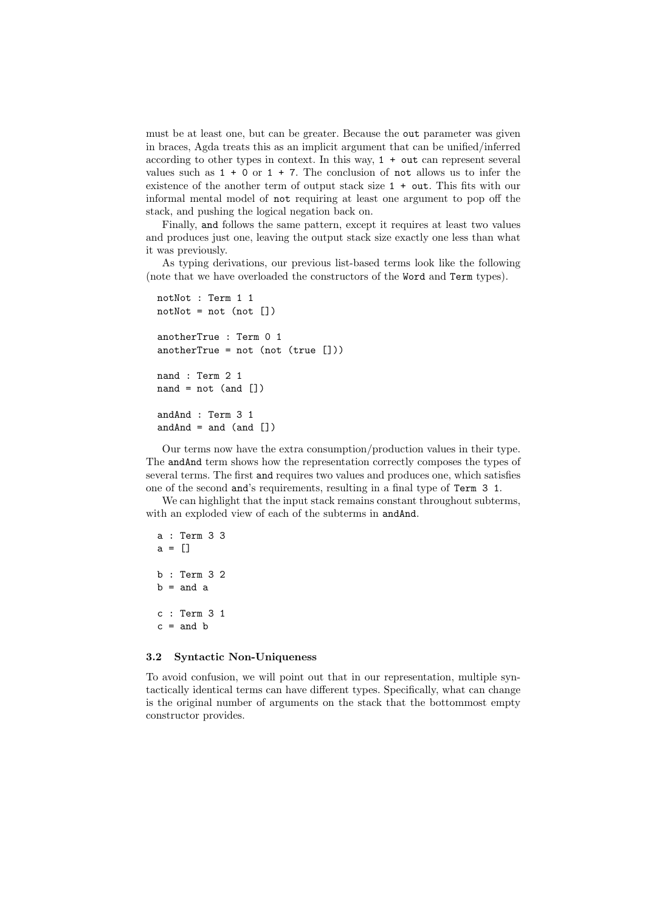must be at least one, but can be greater. Because the `out` parameter was given in braces, Agda treats this as an implicit argument that can be unified/inferred according to other types in context. In this way, `1 + out` can represent several values such as `1 + 0` or `1 + 7`. The conclusion of `not` allows us to infer the existence of the another term of output stack size `1 + out`. This fits with our informal mental model of `not` requiring at least one argument to pop off the stack, and pushing the logical negation back on.

Finally, `and` follows the same pattern, except it requires at least two values and produces just one, leaving the output stack size exactly one less than what it was previously.

As typing derivations, our previous list-based terms look like the following (note that we have overloaded the constructors of the `Word` and `Term` types).

```
notNot : Term 1 1
notNot = not (not [])

anotherTrue : Term 0 1
anotherTrue = not (not (true []))

nand : Term 2 1
nand = not (and [])

andAnd : Term 3 1
andAnd = and (and [])
```

Our terms now have the extra consumption/production values in their type. The `andAnd` term shows how the representation correctly composes the types of several terms. The first `and` requires two values and produces one, which satisfies one of the second `and`'s requirements, resulting in a final type of `Term 3 1`.

We can highlight that the input stack remains constant throughout subterms, with an exploded view of each of the subterms in `andAnd`.

```
a : Term 3 3
a = []

b : Term 3 2
b = and a

c : Term 3 1
c = and b
```

### 3.2 Syntactic Non-Uniqueness

To avoid confusion, we will point out that in our representation, multiple syntactically identical terms can have different types. Specifically, what can change is the original number of arguments on the stack that the bottommost empty constructor provides.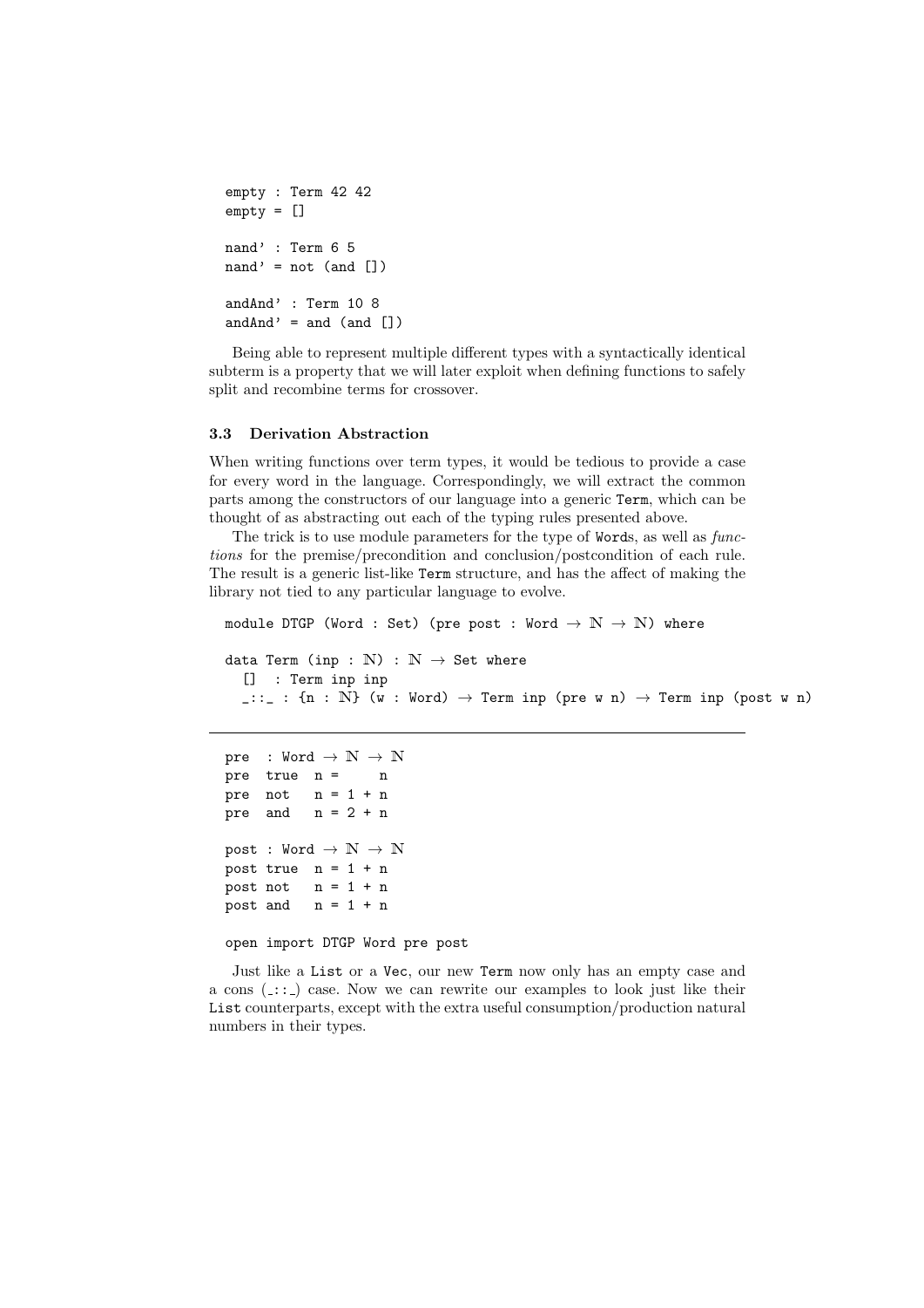```
empty : Term 42 42
empty = []

nand' : Term 6 5
nand' = not (and [])

andAnd' : Term 10 8
andAnd' = and (and [])
```

Being able to represent multiple different types with a syntactically identical subterm is a property that we will later exploit when defining functions to safely split and recombine terms for crossover.

### 3.3 Derivation Abstraction

When writing functions over term types, it would be tedious to provide a case for every word in the language. Correspondingly, we will extract the common parts among the constructors of our language into a generic Term, which can be thought of as abstracting out each of the typing rules presented above.

The trick is to use module parameters for the type of Words, as well as *functions* for the premise/precondition and conclusion/postcondition of each rule. The result is a generic list-like Term structure, and has the affect of making the library not tied to any particular language to evolve.

```
module DTGP (Word : Set) (pre post : Word → ℕ → ℕ) where

data Term (inp : ℕ) : ℕ → Set where
  []  : Term inp inp
  _::_ : {n : ℕ} (w : Word) → Term inp (pre w n) → Term inp (post w n)
```

---

```
pre  : Word → ℕ → ℕ
pre  true  n =     n
pre  not   n = 1 + n
pre  and   n = 2 + n

post : Word → ℕ → ℕ
post true  n = 1 + n
post not   n = 1 + n
post and   n = 1 + n

open import DTGP Word pre post
```

Just like a List or a Vec, our new Term now only has an empty case and a cons (_::_) case. Now we can rewrite our examples to look just like their List counterparts, except with the extra useful consumption/production natural numbers in their types.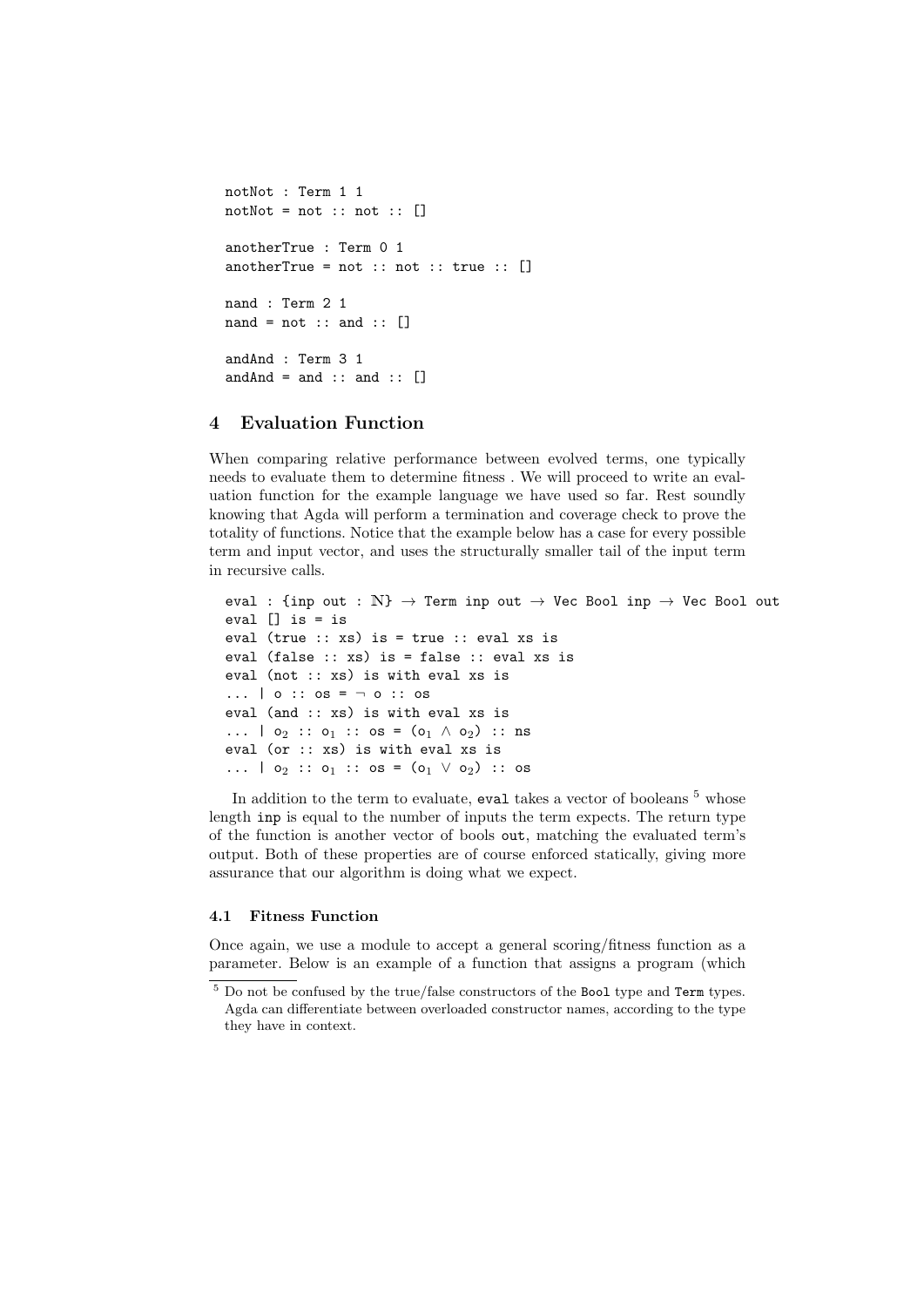```
notNot : Term 1 1
notNot = not :: not :: []

anotherTrue : Term 0 1
anotherTrue = not :: not :: true :: []

nand : Term 2 1
nand = not :: and :: []

andAnd : Term 3 1
andAnd = and :: and :: []
```

## 4 Evaluation Function

When comparing relative performance between evolved terms, one typically needs to evaluate them to determine fitness . We will proceed to write an evaluation function for the example language we have used so far. Rest soundly knowing that Agda will perform a termination and coverage check to prove the totality of functions. Notice that the example below has a case for every possible term and input vector, and uses the structurally smaller tail of the input term in recursive calls.

```
eval : {inp out : ℕ} → Term inp out → Vec Bool inp → Vec Bool out
eval [] is = is
eval (true :: xs) is = true :: eval xs is
eval (false :: xs) is = false :: eval xs is
eval (not :: xs) is with eval xs is
... | o :: os = ¬ o :: os
eval (and :: xs) is with eval xs is
... | o₂ :: o₁ :: os = (o₁ ∧ o₂) :: ns
eval (or :: xs) is with eval xs is
... | o₂ :: o₁ :: os = (o₁ ∨ o₂) :: os
```

In addition to the term to evaluate, `eval` takes a vector of booleans [5] whose length `inp` is equal to the number of inputs the term expects. The return type of the function is another vector of bools `out`, matching the evaluated term's output. Both of these properties are of course enforced statically, giving more assurance that our algorithm is doing what we expect.

### 4.1 Fitness Function

Once again, we use a module to accept a general scoring/fitness function as a parameter. Below is an example of a function that assigns a program (which

[5] Do not be confused by the true/false constructors of the `Bool` type and `Term` types. Agda can differentiate between overloaded constructor names, according to the type they have in context.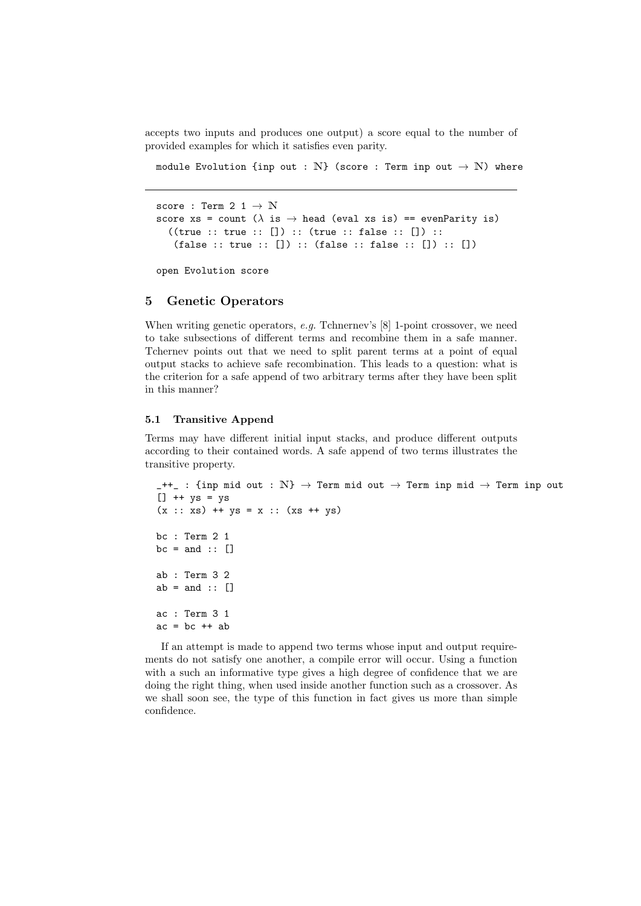accepts two inputs and produces one output) a score equal to the number of provided examples for which it satisfies even parity.

```
module Evolution {inp out : ℕ} (score : Term inp out → ℕ) where
```

---

```
score : Term 2 1 → ℕ
score xs = count (λ is → head (eval xs is) == evenParity is)
  ((true :: true :: []) :: (true :: false :: []) ::
   (false :: true :: []) :: (false :: false :: []) :: [])

open Evolution score
```

## 5 Genetic Operators

When writing genetic operators, *e.g.* Tchnernev's [8] 1-point crossover, we need to take subsections of different terms and recombine them in a safe manner. Tchernev points out that we need to split parent terms at a point of equal output stacks to achieve safe recombination. This leads to a question: what is the criterion for a safe append of two arbitrary terms after they have been split in this manner?

### 5.1 Transitive Append

Terms may have different initial input stacks, and produce different outputs according to their contained words. A safe append of two terms illustrates the transitive property.

```
_++_ : {inp mid out : ℕ} → Term mid out → Term inp mid → Term inp out
[] ++ ys = ys
(x :: xs) ++ ys = x :: (xs ++ ys)

bc : Term 2 1
bc = and :: []

ab : Term 3 2
ab = and :: []

ac : Term 3 1
ac = bc ++ ab
```

If an attempt is made to append two terms whose input and output requirements do not satisfy one another, a compile error will occur. Using a function with a such an informative type gives a high degree of confidence that we are doing the right thing, when used inside another function such as a crossover. As we shall soon see, the type of this function in fact gives us more than simple confidence.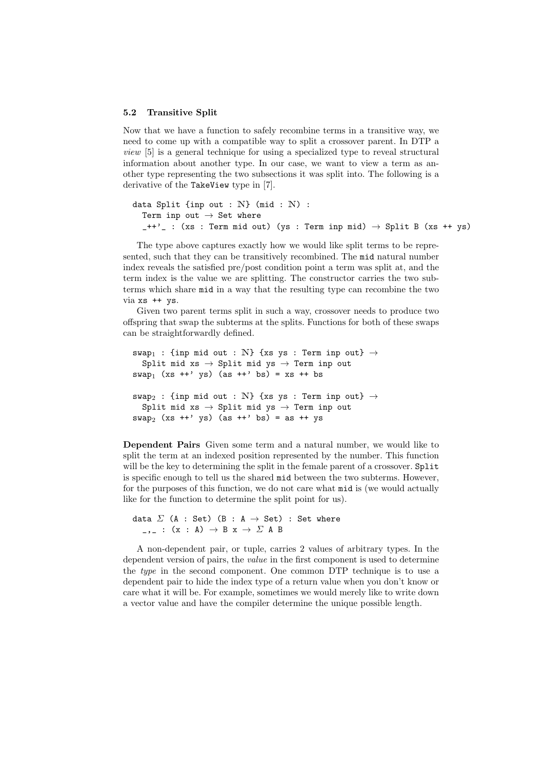### 5.2 Transitive Split

Now that we have a function to safely recombine terms in a transitive way, we need to come up with a compatible way to split a crossover parent. In DTP a *view* [5] is a general technique for using a specialized type to reveal structural information about another type. In our case, we want to view a term as another type representing the two subsections it was split into. The following is a derivative of the TakeView type in [7].

```
data Split {inp out : ℕ} (mid : ℕ) :
  Term inp out → Set where
   _++'_ : (xs : Term mid out) (ys : Term inp mid) → Split B (xs ++ ys)
```

The type above captures exactly how we would like split terms to be represented, such that they can be transitively recombined. The mid natural number index reveals the satisfied pre/post condition point a term was split at, and the term index is the value we are splitting. The constructor carries the two subterms which share mid in a way that the resulting type can recombine the two via xs ++ ys.

Given two parent terms split in such a way, crossover needs to produce two offspring that swap the subterms at the splits. Functions for both of these swaps can be straightforwardly defined.

```
swap₁ : {inp mid out : ℕ} {xs ys : Term inp out} →
  Split mid xs → Split mid ys → Term inp out
swap₁ (xs ++' ys) (as ++' bs) = xs ++ bs

swap₂ : {inp mid out : ℕ} {xs ys : Term inp out} →
  Split mid xs → Split mid ys → Term inp out
swap₂ (xs ++' ys) (as ++' bs) = as ++ ys
```

**Dependent Pairs** Given some term and a natural number, we would like to split the term at an indexed position represented by the number. This function will be the key to determining the split in the female parent of a crossover. Split is specific enough to tell us the shared mid between the two subterms. However, for the purposes of this function, we do not care what mid is (we would actually like for the function to determine the split point for us).

```
data Σ (A : Set) (B : A → Set) : Set where
  _,_ : (x : A) → B x → Σ A B
```

A non-dependent pair, or tuple, carries 2 values of arbitrary types. In the dependent version of pairs, the *value* in the first component is used to determine the *type* in the second component. One common DTP technique is to use a dependent pair to hide the index type of a return value when you don't know or care what it will be. For example, sometimes we would merely like to write down a vector value and have the compiler determine the unique possible length.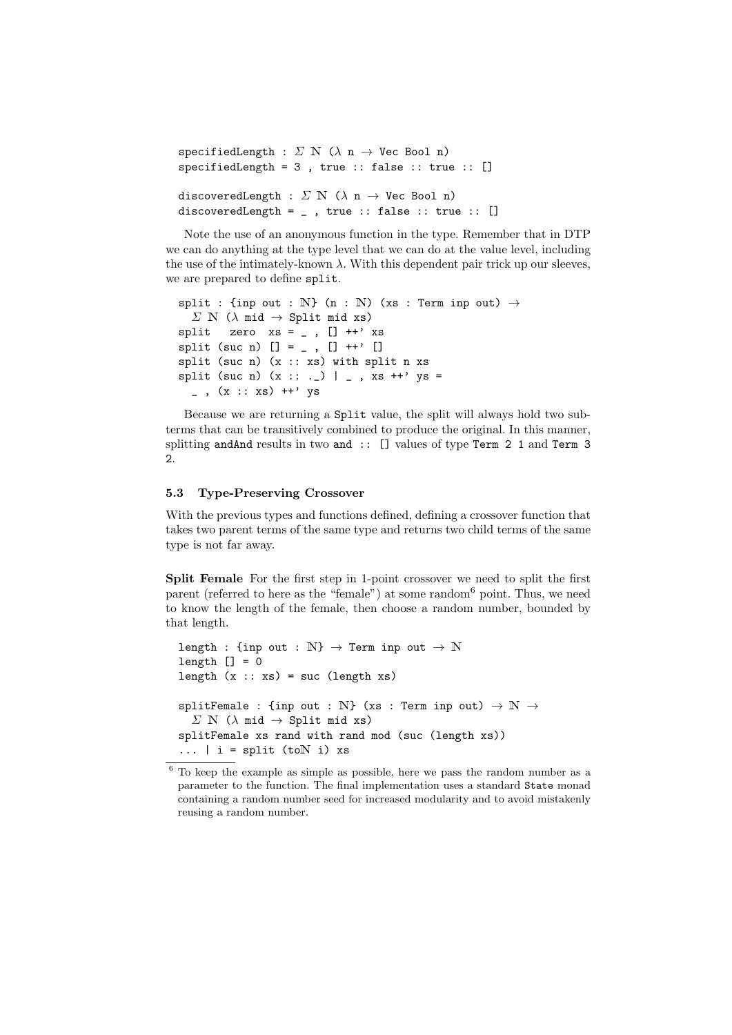```
specifiedLength : Σ ℕ (λ n → Vec Bool n)
specifiedLength = 3 , true :: false :: true :: []

discoveredLength : Σ ℕ (λ n → Vec Bool n)
discoveredLength = _ , true :: false :: true :: []
```

Note the use of an anonymous function in the type. Remember that in DTP we can do anything at the type level that we can do at the value level, including the use of the intimately-known λ. With this dependent pair trick up our sleeves, we are prepared to define `split`.

```
split : {inp out : ℕ} (n : ℕ) (xs : Term inp out) →
  Σ ℕ (λ mid → Split mid xs)
split  zero  xs = _ , [] ++' xs
split (suc n) [] = _ , [] ++' []
split (suc n) (x :: xs) with split n xs
split (suc n) (x :: ._) | _ , xs ++' ys =
  _ , (x :: xs) ++' ys
```

Because we are returning a `Split` value, the split will always hold two subterms that can be transitively combined to produce the original. In this manner, splitting `andAnd` results in two `and :: []` values of type `Term 2 1` and `Term 3 2`.

### 5.3 Type-Preserving Crossover

With the previous types and functions defined, defining a crossover function that takes two parent terms of the same type and returns two child terms of the same type is not far away.

**Split Female** For the first step in 1-point crossover we need to split the first parent (referred to here as the "female") at some random[6] point. Thus, we need to know the length of the female, then choose a random number, bounded by that length.

```
length : {inp out : ℕ} → Term inp out → ℕ
length [] = 0
length (x :: xs) = suc (length xs)

splitFemale : {inp out : ℕ} (xs : Term inp out) → ℕ →
  Σ ℕ (λ mid → Split mid xs)
splitFemale xs rand with rand mod (suc (length xs))
... | i = split (toℕ i) xs
```

[6] To keep the example as simple as possible, here we pass the random number as a parameter to the function. The final implementation uses a standard `State` monad containing a random number seed for increased modularity and to avoid mistakenly reusing a random number.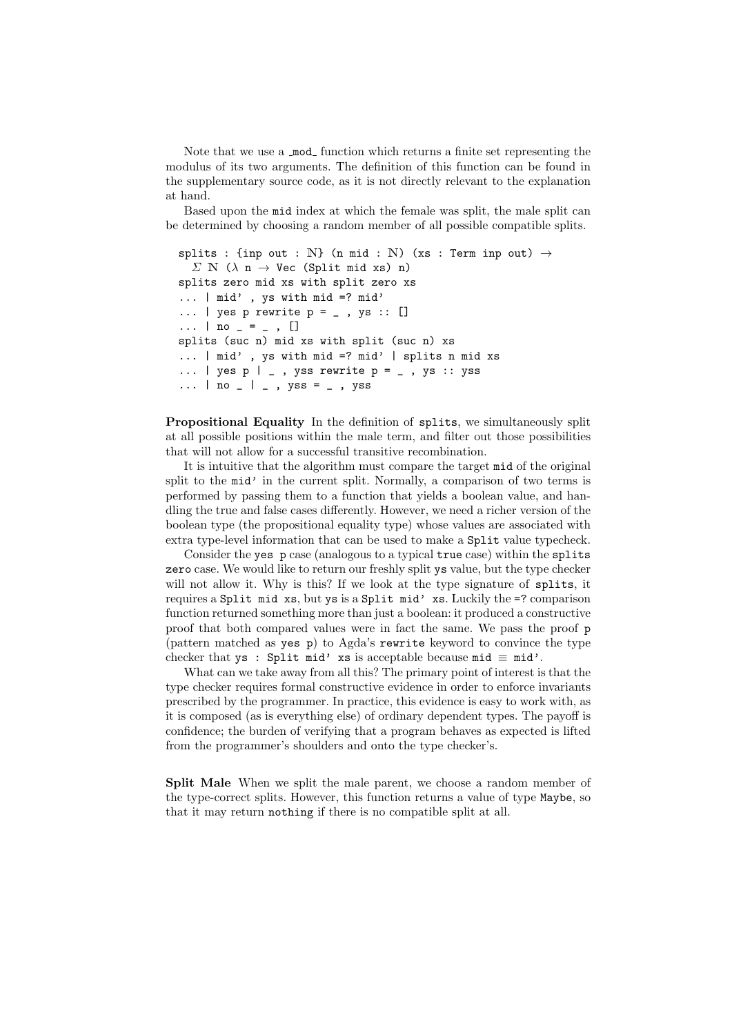Note that we use a _mod_ function which returns a finite set representing the modulus of its two arguments. The definition of this function can be found in the supplementary source code, as it is not directly relevant to the explanation at hand.

Based upon the mid index at which the female was split, the male split can be determined by choosing a random member of all possible compatible splits.

```
splits : {inp out : ℕ} (n mid : ℕ) (xs : Term inp out) →
  Σ ℕ (λ n → Vec (Split mid xs) n)
splits zero mid xs with split zero xs
... | mid' , ys with mid =? mid'
... | yes p rewrite p = _ , ys :: []
... | no _ = _ , []
splits (suc n) mid xs with split (suc n) xs
... | mid' , ys with mid =? mid' | splits n mid xs
... | yes p | _ , yss rewrite p = _ , ys :: yss
... | no _ | _ , yss = _ , yss
```

**Propositional Equality** In the definition of splits, we simultaneously split at all possible positions within the male term, and filter out those possibilities that will not allow for a successful transitive recombination.

It is intuitive that the algorithm must compare the target mid of the original split to the mid' in the current split. Normally, a comparison of two terms is performed by passing them to a function that yields a boolean value, and handling the true and false cases differently. However, we need a richer version of the boolean type (the propositional equality type) whose values are associated with extra type-level information that can be used to make a Split value typecheck.

Consider the yes p case (analogous to a typical true case) within the splits zero case. We would like to return our freshly split ys value, but the type checker will not allow it. Why is this? If we look at the type signature of splits, it requires a Split mid xs, but ys is a Split mid' xs. Luckily the =? comparison function returned something more than just a boolean: it produced a constructive proof that both compared values were in fact the same. We pass the proof p (pattern matched as yes p) to Agda's rewrite keyword to convince the type checker that ys : Split mid' xs is acceptable because mid ≡ mid'.

What can we take away from all this? The primary point of interest is that the type checker requires formal constructive evidence in order to enforce invariants prescribed by the programmer. In practice, this evidence is easy to work with, as it is composed (as is everything else) of ordinary dependent types. The payoff is confidence; the burden of verifying that a program behaves as expected is lifted from the programmer's shoulders and onto the type checker's.

**Split Male** When we split the male parent, we choose a random member of the type-correct splits. However, this function returns a value of type Maybe, so that it may return nothing if there is no compatible split at all.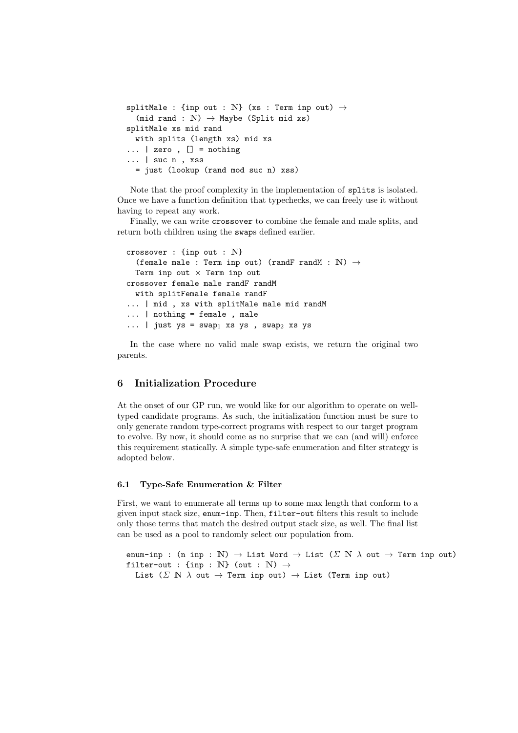```
splitMale : {inp out : ℕ} (xs : Term inp out) →
  (mid rand : ℕ) → Maybe (Split mid xs)
splitMale xs mid rand
  with splits (length xs) mid xs
... | zero , [] = nothing
... | suc n , xss
  = just (lookup (rand mod suc n) xss)
```

Note that the proof complexity in the implementation of splits is isolated. Once we have a function definition that typechecks, we can freely use it without having to repeat any work.

Finally, we can write crossover to combine the female and male splits, and return both children using the swaps defined earlier.

```
crossover : {inp out : ℕ}
  (female male : Term inp out) (randF randM : ℕ) →
  Term inp out × Term inp out
crossover female male randF randM
  with splitFemale female randF
... | mid , xs with splitMale male mid randM
... | nothing = female , male
... | just ys = swap₁ xs ys , swap₂ xs ys
```

In the case where no valid male swap exists, we return the original two parents.

## 6 Initialization Procedure

At the onset of our GP run, we would like for our algorithm to operate on well-typed candidate programs. As such, the initialization function must be sure to only generate random type-correct programs with respect to our target program to evolve. By now, it should come as no surprise that we can (and will) enforce this requirement statically. A simple type-safe enumeration and filter strategy is adopted below.

### 6.1 Type-Safe Enumeration & Filter

First, we want to enumerate all terms up to some max length that conform to a given input stack size, enum-inp. Then, filter-out filters this result to include only those terms that match the desired output stack size, as well. The final list can be used as a pool to randomly select our population from.

```
enum-inp : (n inp : ℕ) → List Word → List (Σ ℕ λ out → Term inp out)
filter-out : {inp : ℕ} (out : ℕ) →
  List (Σ ℕ λ out → Term inp out) → List (Term inp out)
```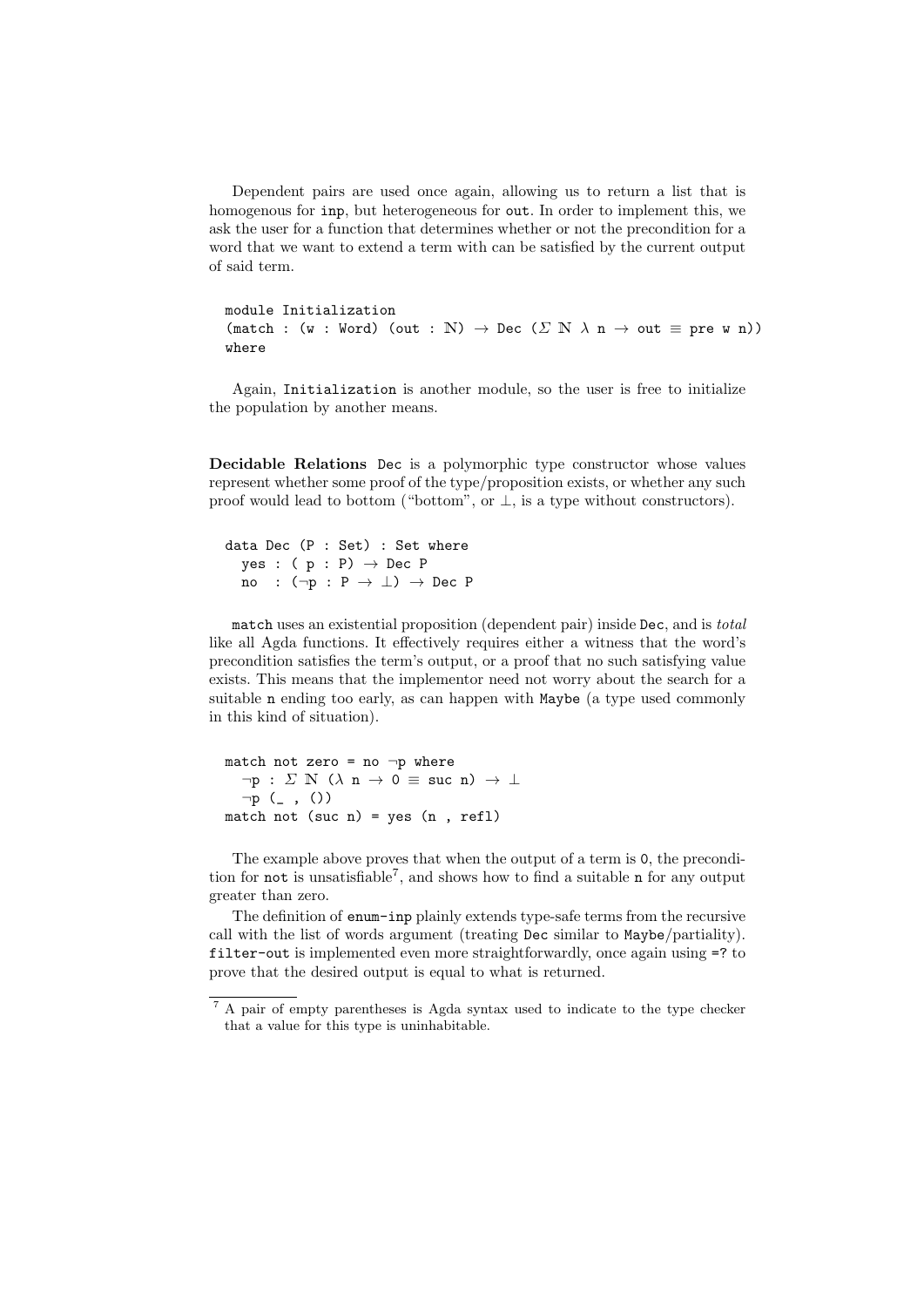Dependent pairs are used once again, allowing us to return a list that is homogenous for `inp`, but heterogeneous for `out`. In order to implement this, we ask the user for a function that determines whether or not the precondition for a word that we want to extend a term with can be satisfied by the current output of said term.

```
module Initialization
(match : (w : Word) (out : ℕ) → Dec (Σ ℕ λ n → out ≡ pre w n))
where
```

Again, `Initialization` is another module, so the user is free to initialize the population by another means.

**Decidable Relations** `Dec` is a polymorphic type constructor whose values represent whether some proof of the type/proposition exists, or whether any such proof would lead to bottom ("bottom", or ⊥, is a type without constructors).

```
data Dec (P : Set) : Set where
  yes : ( p : P) → Dec P
  no  : (¬p : P → ⊥) → Dec P
```

`match` uses an existential proposition (dependent pair) inside `Dec`, and is *total* like all Agda functions. It effectively requires either a witness that the word's precondition satisfies the term's output, or a proof that no such satisfying value exists. This means that the implementor need not worry about the search for a suitable `n` ending too early, as can happen with `Maybe` (a type used commonly in this kind of situation).

```
match not zero = no ¬p where
  ¬p : Σ ℕ (λ n → 0 ≡ suc n) → ⊥
  ¬p (_ , ())
match not (suc n) = yes (n , refl)
```

The example above proves that when the output of a term is `0`, the precondition for `not` is unsatisfiable[7], and shows how to find a suitable `n` for any output greater than zero.

The definition of `enum-inp` plainly extends type-safe terms from the recursive call with the list of words argument (treating `Dec` similar to `Maybe`/partiality). `filter-out` is implemented even more straightforwardly, once again using `=?` to prove that the desired output is equal to what is returned.

[7] A pair of empty parentheses is Agda syntax used to indicate to the type checker that a value for this type is uninhabitable.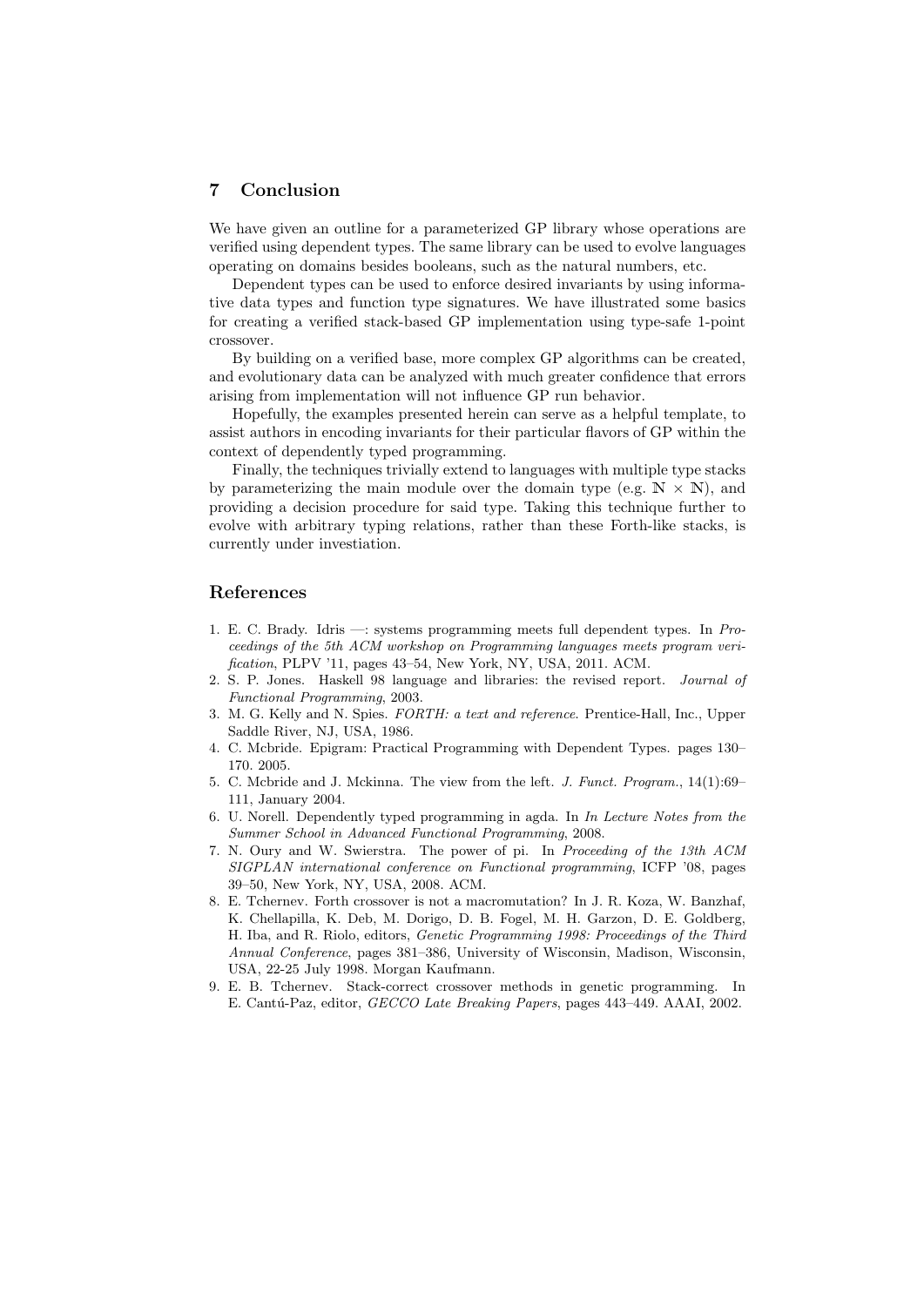## 7 Conclusion

We have given an outline for a parameterized GP library whose operations are verified using dependent types. The same library can be used to evolve languages operating on domains besides booleans, such as the natural numbers, etc.

Dependent types can be used to enforce desired invariants by using informative data types and function type signatures. We have illustrated some basics for creating a verified stack-based GP implementation using type-safe 1-point crossover.

By building on a verified base, more complex GP algorithms can be created, and evolutionary data can be analyzed with much greater confidence that errors arising from implementation will not influence GP run behavior.

Hopefully, the examples presented herein can serve as a helpful template, to assist authors in encoding invariants for their particular flavors of GP within the context of dependently typed programming.

Finally, the techniques trivially extend to languages with multiple type stacks by parameterizing the main module over the domain type (e.g. $\mathbb{N} \times \mathbb{N}$), and providing a decision procedure for said type. Taking this technique further to evolve with arbitrary typing relations, rather than these Forth-like stacks, is currently under investiation.

## References

1. E. C. Brady. Idris —: systems programming meets full dependent types. In *Proceedings of the 5th ACM workshop on Programming languages meets program verification*, PLPV '11, pages 43–54, New York, NY, USA, 2011. ACM.
2. S. P. Jones. Haskell 98 language and libraries: the revised report. *Journal of Functional Programming*, 2003.
3. M. G. Kelly and N. Spies. *FORTH: a text and reference*. Prentice-Hall, Inc., Upper Saddle River, NJ, USA, 1986.
4. C. Mcbride. Epigram: Practical Programming with Dependent Types. pages 130–170. 2005.
5. C. Mcbride and J. Mckinna. The view from the left. *J. Funct. Program.*, 14(1):69–111, January 2004.
6. U. Norell. Dependently typed programming in agda. In *In Lecture Notes from the Summer School in Advanced Functional Programming*, 2008.
7. N. Oury and W. Swierstra. The power of pi. In *Proceeding of the 13th ACM SIGPLAN international conference on Functional programming*, ICFP '08, pages 39–50, New York, NY, USA, 2008. ACM.
8. E. Tchernev. Forth crossover is not a macromutation? In J. R. Koza, W. Banzhaf, K. Chellapilla, K. Deb, M. Dorigo, D. B. Fogel, M. H. Garzon, D. E. Goldberg, H. Iba, and R. Riolo, editors, *Genetic Programming 1998: Proceedings of the Third Annual Conference*, pages 381–386, University of Wisconsin, Madison, Wisconsin, USA, 22-25 July 1998. Morgan Kaufmann.
9. E. B. Tchernev. Stack-correct crossover methods in genetic programming. In E. Cantú-Paz, editor, *GECCO Late Breaking Papers*, pages 443–449. AAAI, 2002.